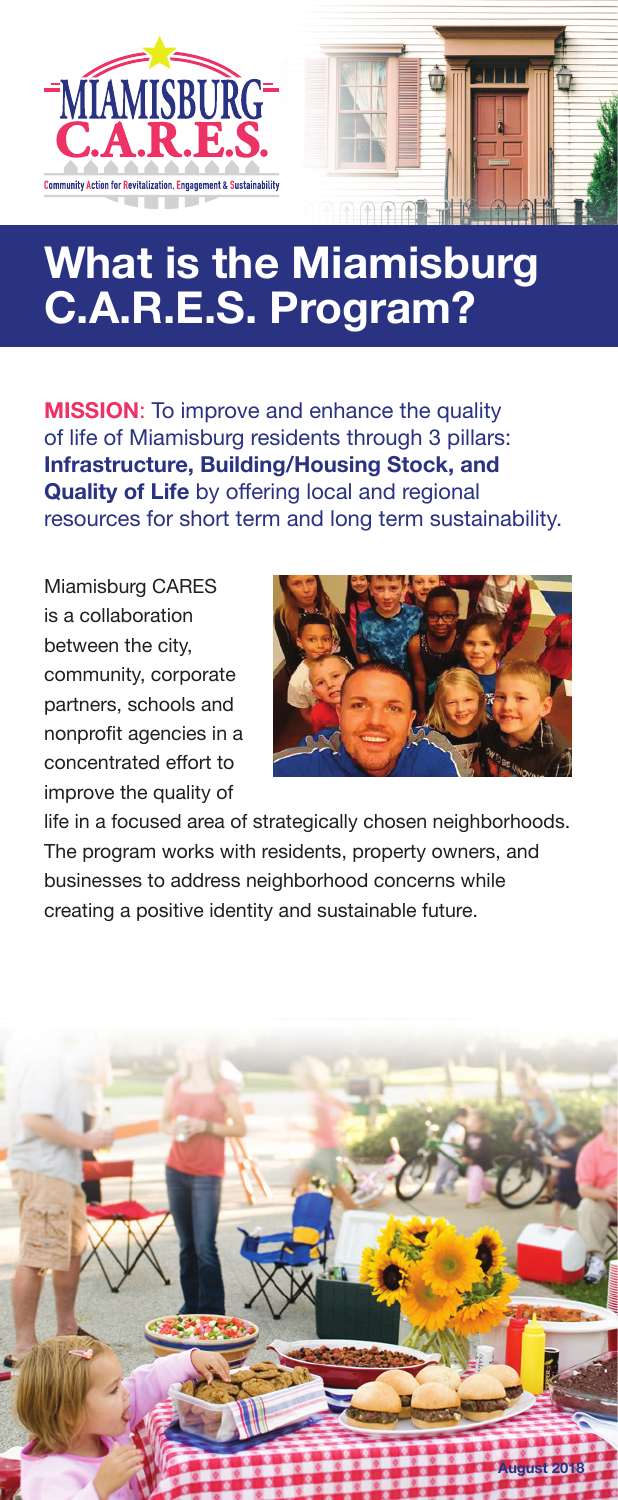MIAMISBURG C.A.R.E.S.

Community Action for Revitalization, Engagement & Sustainability

# What is the Miamisburg C.A.R.E.S. Program?

**MISSION**: To improve and enhance the quality of life of Miamisburg residents through 3 pillars: **Infrastructure, Building/Housing Stock, and Quality of Life** by offering local and regional resources for short term and long term sustainability.

Miamisburg CARES is a collaboration between the city, community, corporate partners, schools and nonprofit agencies in a concentrated effort to improve the quality of life in a focused area of strategically chosen neighborhoods. The program works with residents, property owners, and businesses to address neighborhood concerns while creating a positive identity and sustainable future.

August 2018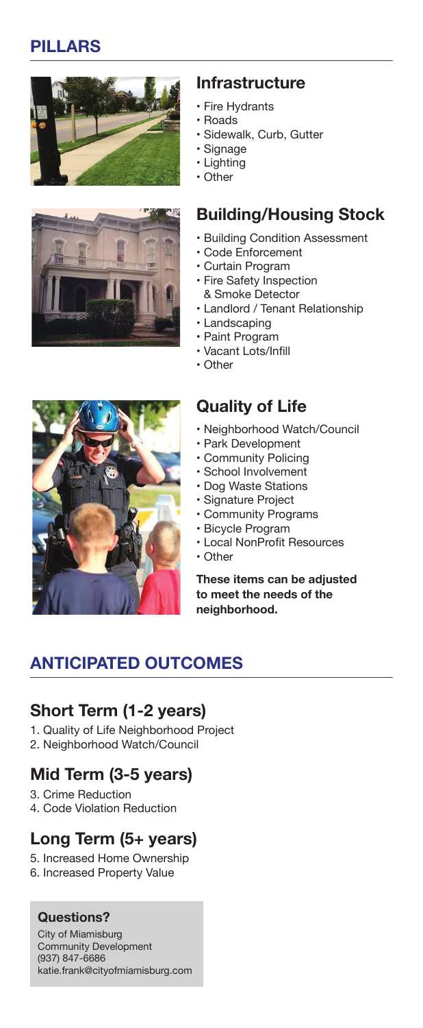## PILLARS

### Infrastructure

- Fire Hydrants
- Roads
- Sidewalk, Curb, Gutter
- Signage
- Lighting
- Other

### Building/Housing Stock

- Building Condition Assessment
- Code Enforcement
- Curtain Program
- Fire Safety Inspection & Smoke Detector
- Landlord / Tenant Relationship
- Landscaping
- Paint Program
- Vacant Lots/Infill
- Other

### Quality of Life

- Neighborhood Watch/Council
- Park Development
- Community Policing
- School Involvement
- Dog Waste Stations
- Signature Project
- Community Programs
- Bicycle Program
- Local NonProfit Resources
- Other

**These items can be adjusted to meet the needs of the neighborhood.**

## ANTICIPATED OUTCOMES

### Short Term (1-2 years)

1. Quality of Life Neighborhood Project
2. Neighborhood Watch/Council

### Mid Term (3-5 years)

3. Crime Reduction
4. Code Violation Reduction

### Long Term (5+ years)

5. Increased Home Ownership
6. Increased Property Value

**Questions?**

City of Miamisburg
Community Development
(937) 847-6686
katie.frank@cityofmiamisburg.com